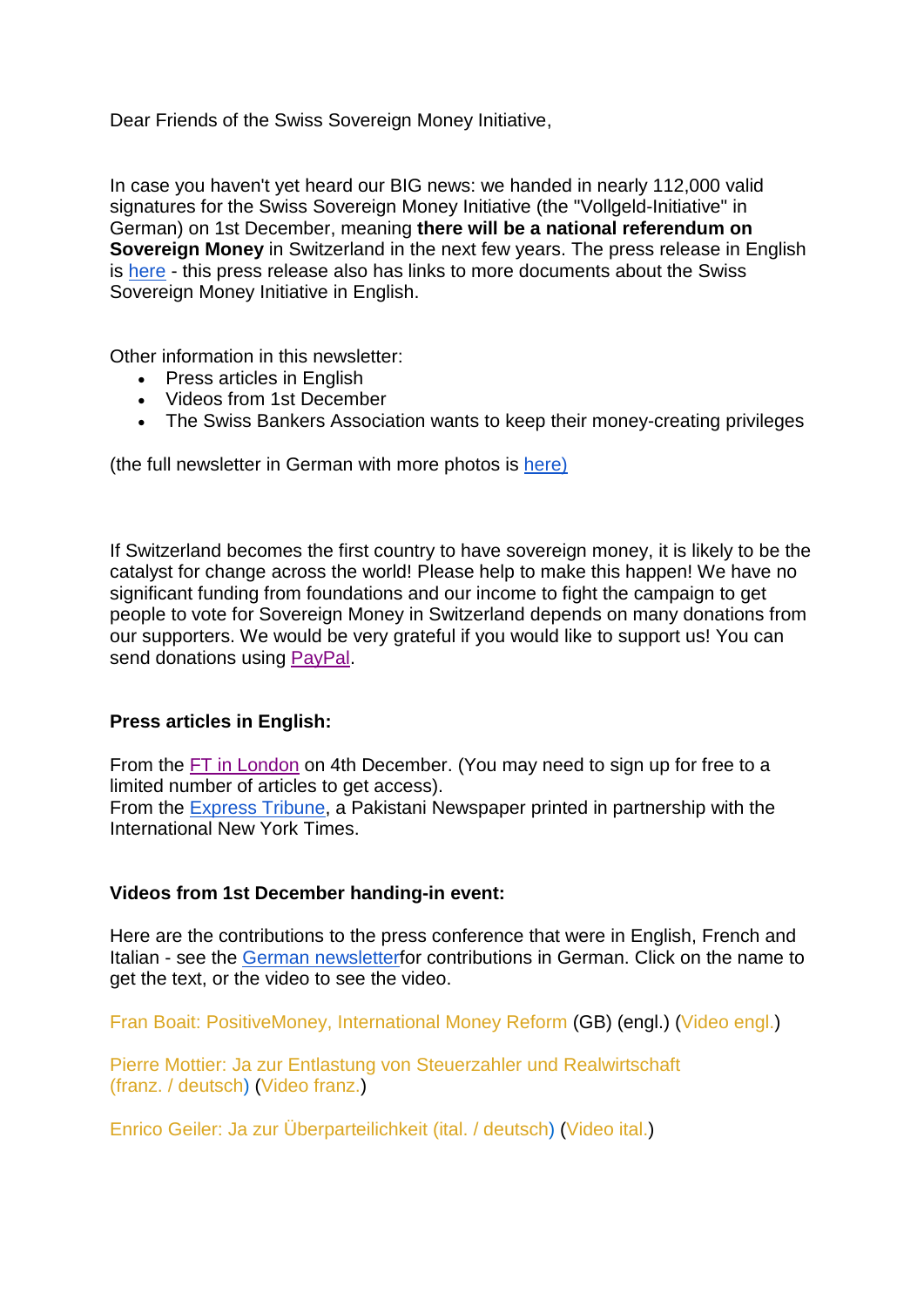Dear Friends of the Swiss Sovereign Money Initiative,

In case you haven't yet heard our BIG news: we handed in nearly 112,000 valid signatures for the Swiss Sovereign Money Initiative (the "Vollgeld-Initiative" in German) on 1st December, meaning **there will be a national referendum on Sovereign Money** in Switzerland in the next few years. The press release in English is here - this press release also has links to more documents about the Swiss Sovereign Money Initiative in English.

Other information in this newsletter:

- Press articles in English
- Videos from 1st December
- The Swiss Bankers Association wants to keep their money-creating privileges

(the full newsletter in German with more photos is here)

If Switzerland becomes the first country to have sovereign money, it is likely to be the catalyst for change across the world! Please help to make this happen! We have no significant funding from foundations and our income to fight the campaign to get people to vote for Sovereign Money in Switzerland depends on many donations from our supporters. We would be very grateful if you would like to support us! You can send donations using PayPal.

**Press articles in English:**

From the FT in London on 4th December. (You may need to sign up for free to a limited number of articles to get access).
From the Express Tribune, a Pakistani Newspaper printed in partnership with the International New York Times.

**Videos from 1st December handing-in event:**

Here are the contributions to the press conference that were in English, French and Italian - see the German newsletterfor contributions in German. Click on the name to get the text, or the video to see the video.

Fran Boait: PositiveMoney, International Money Reform (GB) (engl.) (Video engl.)

Pierre Mottier: Ja zur Entlastung von Steuerzahler und Realwirtschaft (franz. / deutsch) (Video franz.)

Enrico Geiler: Ja zur Überparteilichkeit (ital. / deutsch) (Video ital.)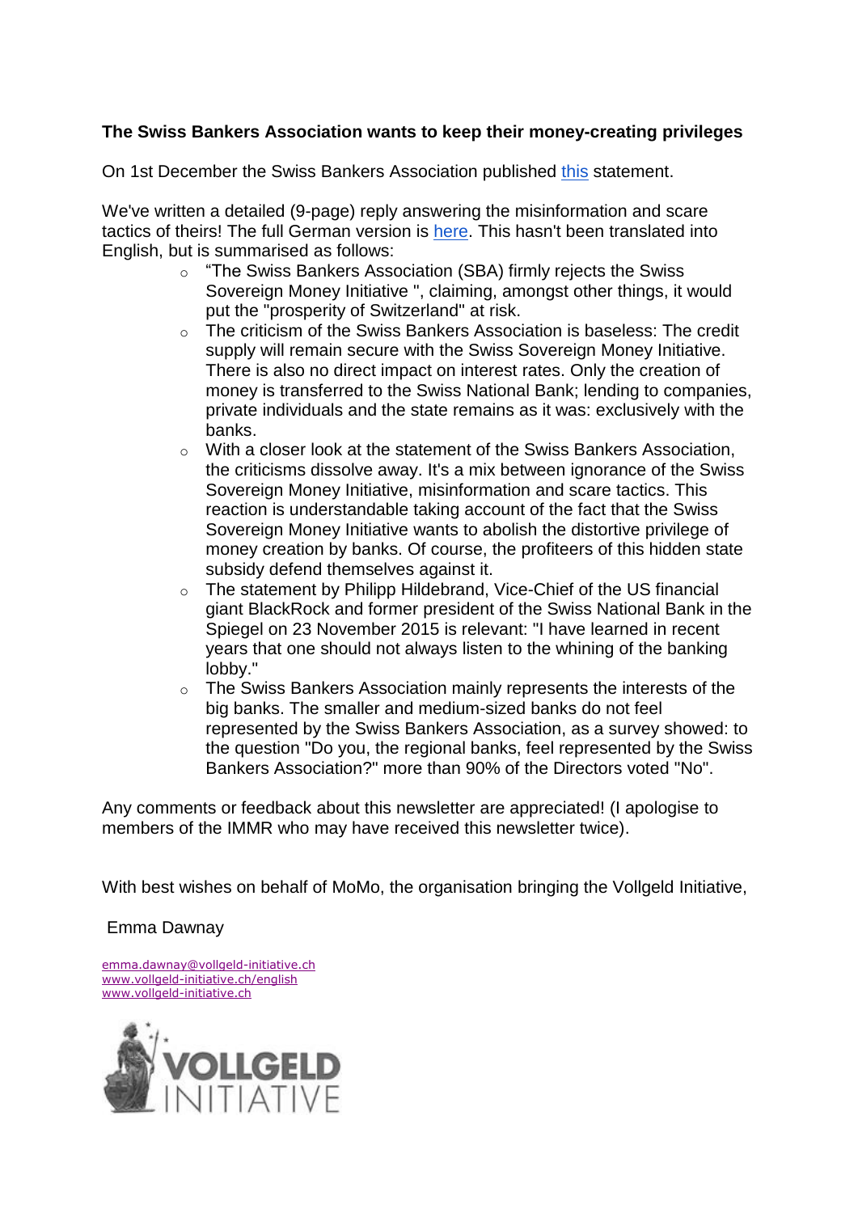**The Swiss Bankers Association wants to keep their money-creating privileges**

On 1st December the Swiss Bankers Association published this statement.

We've written a detailed (9-page) reply answering the misinformation and scare tactics of theirs! The full German version is here. This hasn't been translated into English, but is summarised as follows:

- "The Swiss Bankers Association (SBA) firmly rejects the Swiss Sovereign Money Initiative ", claiming, amongst other things, it would put the "prosperity of Switzerland" at risk.
- The criticism of the Swiss Bankers Association is baseless: The credit supply will remain secure with the Swiss Sovereign Money Initiative. There is also no direct impact on interest rates. Only the creation of money is transferred to the Swiss National Bank; lending to companies, private individuals and the state remains as it was: exclusively with the banks.
- With a closer look at the statement of the Swiss Bankers Association, the criticisms dissolve away. It's a mix between ignorance of the Swiss Sovereign Money Initiative, misinformation and scare tactics. This reaction is understandable taking account of the fact that the Swiss Sovereign Money Initiative wants to abolish the distortive privilege of money creation by banks. Of course, the profiteers of this hidden state subsidy defend themselves against it.
- The statement by Philipp Hildebrand, Vice-Chief of the US financial giant BlackRock and former president of the Swiss National Bank in the Spiegel on 23 November 2015 is relevant: "I have learned in recent years that one should not always listen to the whining of the banking lobby."
- The Swiss Bankers Association mainly represents the interests of the big banks. The smaller and medium-sized banks do not feel represented by the Swiss Bankers Association, as a survey showed: to the question "Do you, the regional banks, feel represented by the Swiss Bankers Association?" more than 90% of the Directors voted "No".

Any comments or feedback about this newsletter are appreciated! (I apologise to members of the IMMR who may have received this newsletter twice).

With best wishes on behalf of MoMo, the organisation bringing the Vollgeld Initiative,

Emma Dawnay

emma.dawnay@vollgeld-initiative.ch
www.vollgeld-initiative.ch/english
www.vollgeld-initiative.ch

VOLLGELD INITIATIVE